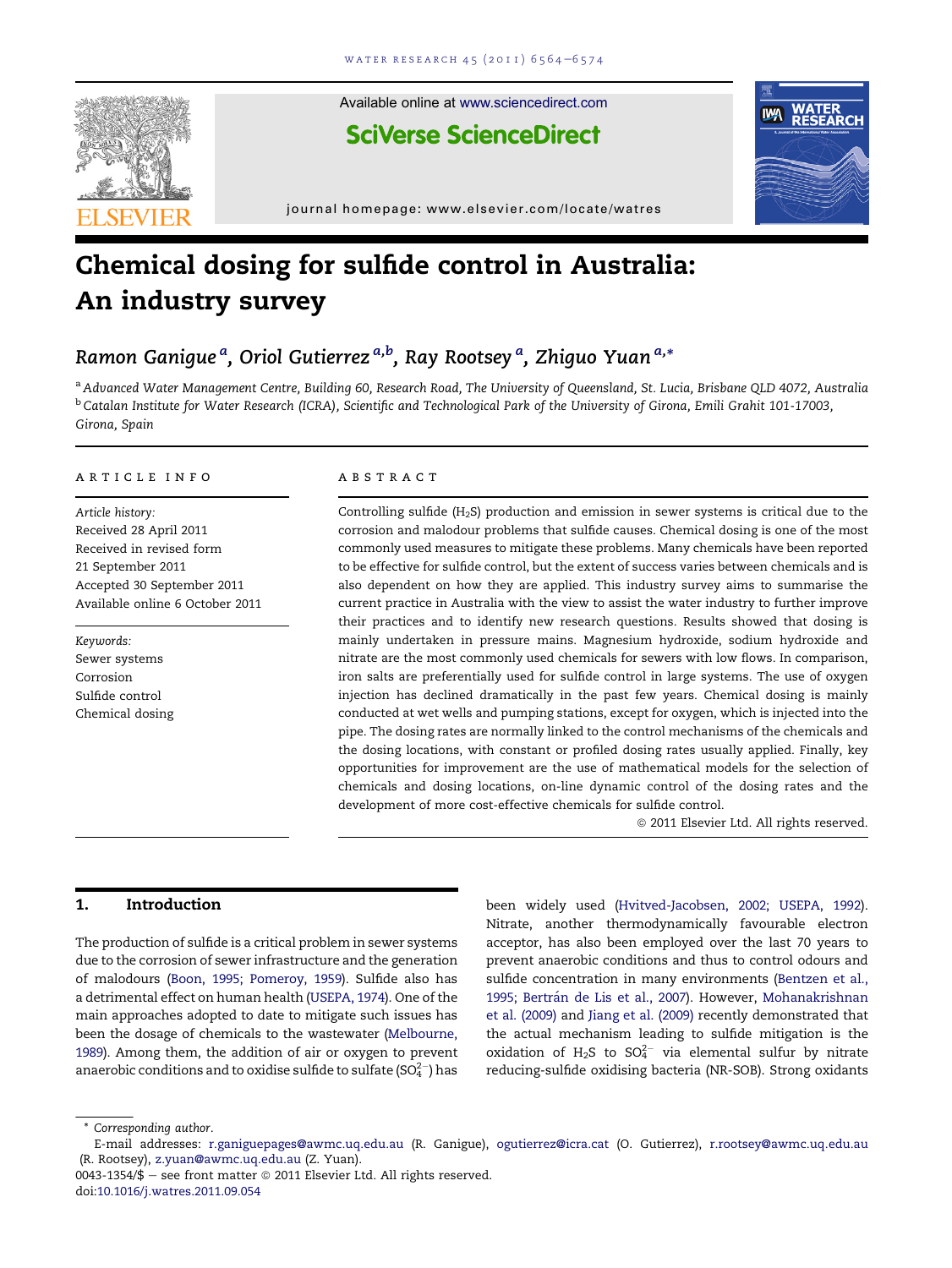# Chemical dosing for sulfide control in Australia: An industry survey

Ramon Ganigue [a], Oriol Gutierrez [a,b], Ray Rootsey [a], Zhiguo Yuan [a,*]

[a] Advanced Water Management Centre, Building 60, Research Road, The University of Queensland, St. Lucia, Brisbane QLD 4072, Australia
[b] Catalan Institute for Water Research (ICRA), Scientific and Technological Park of the University of Girona, Emili Grahit 101-17003, Girona, Spain

## ARTICLE INFO

*Article history:*
Received 28 April 2011
Received in revised form
21 September 2011
Accepted 30 September 2011
Available online 6 October 2011

*Keywords:*
Sewer systems
Corrosion
Sulfide control
Chemical dosing

## ABSTRACT

Controlling sulfide ($H_2S$) production and emission in sewer systems is critical due to the corrosion and malodour problems that sulfide causes. Chemical dosing is one of the most commonly used measures to mitigate these problems. Many chemicals have been reported to be effective for sulfide control, but the extent of success varies between chemicals and is also dependent on how they are applied. This industry survey aims to summarise the current practice in Australia with the view to assist the water industry to further improve their practices and to identify new research questions. Results showed that dosing is mainly undertaken in pressure mains. Magnesium hydroxide, sodium hydroxide and nitrate are the most commonly used chemicals for sewers with low flows. In comparison, iron salts are preferentially used for sulfide control in large systems. The use of oxygen injection has declined dramatically in the past few years. Chemical dosing is mainly conducted at wet wells and pumping stations, except for oxygen, which is injected into the pipe. The dosing rates are normally linked to the control mechanisms of the chemicals and the dosing locations, with constant or profiled dosing rates usually applied. Finally, key opportunities for improvement are the use of mathematical models for the selection of chemicals and dosing locations, on-line dynamic control of the dosing rates and the development of more cost-effective chemicals for sulfide control.

© 2011 Elsevier Ltd. All rights reserved.

## 1. Introduction

The production of sulfide is a critical problem in sewer systems due to the corrosion of sewer infrastructure and the generation of malodours (Boon, 1995; Pomeroy, 1959). Sulfide also has a detrimental effect on human health (USEPA, 1974). One of the main approaches adopted to date to mitigate such issues has been the dosage of chemicals to the wastewater (Melbourne, 1989). Among them, the addition of air or oxygen to prevent anaerobic conditions and to oxidise sulfide to sulfate ($SO_4^{2-}$) has been widely used (Hvitved-Jacobsen, 2002; USEPA, 1992). Nitrate, another thermodynamically favourable electron acceptor, has also been employed over the last 70 years to prevent anaerobic conditions and thus to control odours and sulfide concentration in many environments (Bentzen et al., 1995; Bertrán de Lis et al., 2007). However, Mohanakrishnan et al. (2009) and Jiang et al. (2009) recently demonstrated that the actual mechanism leading to sulfide mitigation is the oxidation of $H_2S$ to $SO_4^{2-}$ via elemental sulfur by nitrate reducing-sulfide oxidising bacteria (NR-SOB). Strong oxidants

* Corresponding author.
E-mail addresses: r.ganiguepages@awmc.uq.edu.au (R. Ganigue), ogutierrez@icra.cat (O. Gutierrez), r.rootsey@awmc.uq.edu.au (R. Rootsey), z.yuan@awmc.uq.edu.au (Z. Yuan).
0043-1354/$ – see front matter © 2011 Elsevier Ltd. All rights reserved.
doi:10.1016/j.watres.2011.09.054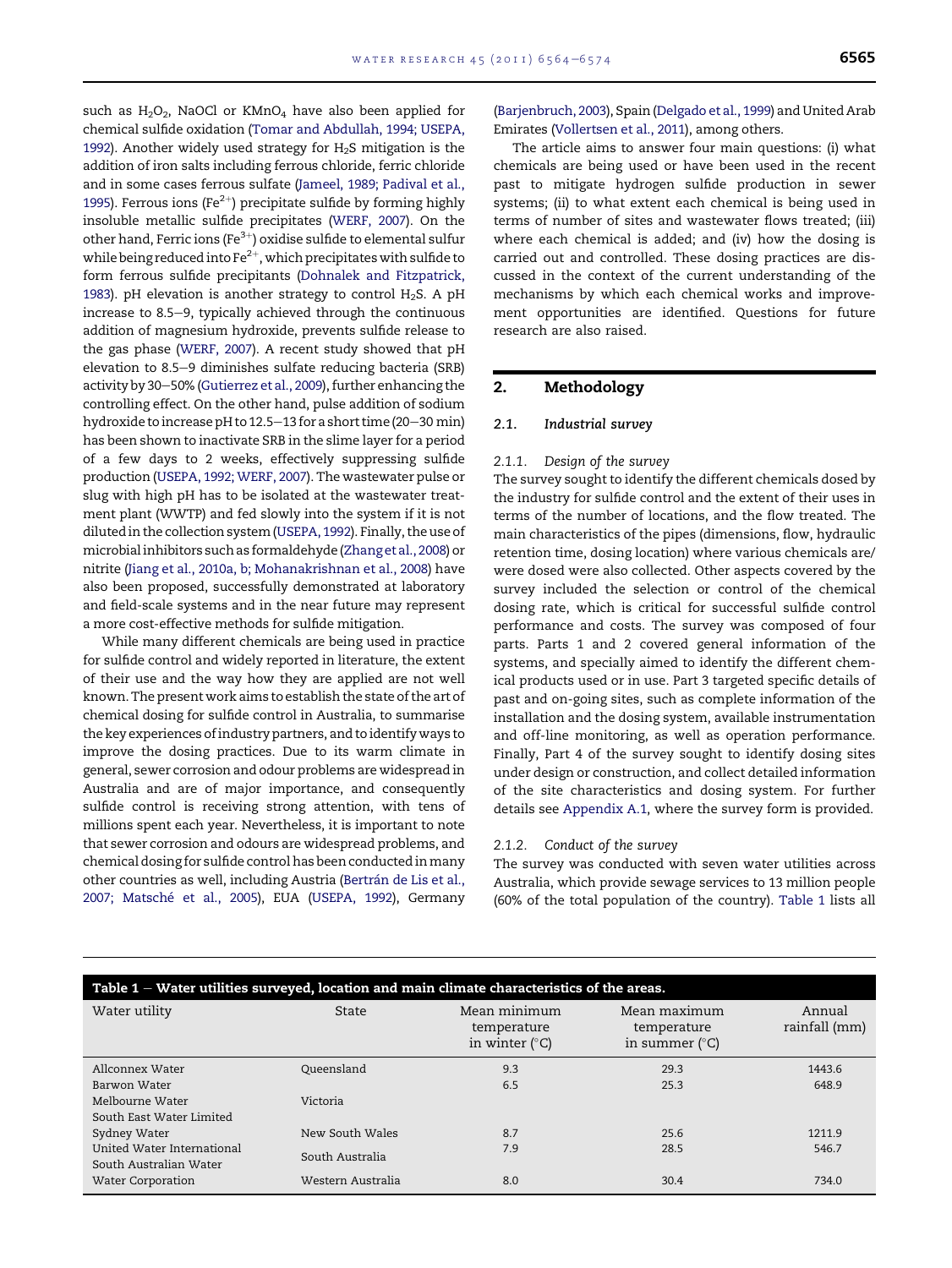such as $H_2O_2$, NaOCl or $KMnO_4$ have also been applied for chemical sulfide oxidation (Tomar and Abdullah, 1994; USEPA, 1992). Another widely used strategy for $H_2S$ mitigation is the addition of iron salts including ferrous chloride, ferric chloride and in some cases ferrous sulfate (Jameel, 1989; Padival et al., 1995). Ferrous ions ($Fe^{2+}$) precipitate sulfide by forming highly insoluble metallic sulfide precipitates (WERF, 2007). On the other hand, Ferric ions ($Fe^{3+}$) oxidise sulfide to elemental sulfur while being reduced into $Fe^{2+}$, which precipitates with sulfide to form ferrous sulfide precipitants (Dohnalek and Fitzpatrick, 1983). pH elevation is another strategy to control $H_2S$. A pH increase to 8.5–9, typically achieved through the continuous addition of magnesium hydroxide, prevents sulfide release to the gas phase (WERF, 2007). A recent study showed that pH elevation to 8.5–9 diminishes sulfate reducing bacteria (SRB) activity by 30–50% (Gutierrez et al., 2009), further enhancing the controlling effect. On the other hand, pulse addition of sodium hydroxide to increase pH to 12.5–13 for a short time (20–30 min) has been shown to inactivate SRB in the slime layer for a period of a few days to 2 weeks, effectively suppressing sulfide production (USEPA, 1992; WERF, 2007). The wastewater pulse or slug with high pH has to be isolated at the wastewater treatment plant (WWTP) and fed slowly into the system if it is not diluted in the collection system (USEPA, 1992). Finally, the use of microbial inhibitors such as formaldehyde (Zhang et al., 2008) or nitrite (Jiang et al., 2010a, b; Mohanakrishnan et al., 2008) have also been proposed, successfully demonstrated at laboratory and field-scale systems and in the near future may represent a more cost-effective methods for sulfide mitigation.

While many different chemicals are being used in practice for sulfide control and widely reported in literature, the extent of their use and the way how they are applied are not well known. The present work aims to establish the state of the art of chemical dosing for sulfide control in Australia, to summarise the key experiences of industry partners, and to identify ways to improve the dosing practices. Due to its warm climate in general, sewer corrosion and odour problems are widespread in Australia and are of major importance, and consequently sulfide control is receiving strong attention, with tens of millions spent each year. Nevertheless, it is important to note that sewer corrosion and odours are widespread problems, and chemical dosing for sulfide control has been conducted in many other countries as well, including Austria (Bertrán de Lis et al., 2007; Matsché et al., 2005), EUA (USEPA, 1992), Germany (Barjenbruch, 2003), Spain (Delgado et al., 1999) and United Arab Emirates (Vollertsen et al., 2011), among others.

The article aims to answer four main questions: (i) what chemicals are being used or have been used in the recent past to mitigate hydrogen sulfide production in sewer systems; (ii) to what extent each chemical is being used in terms of number of sites and wastewater flows treated; (iii) where each chemical is added; and (iv) how the dosing is carried out and controlled. These dosing practices are discussed in the context of the current understanding of the mechanisms by which each chemical works and improvement opportunities are identified. Questions for future research are also raised.

## 2. Methodology

### 2.1. Industrial survey

#### 2.1.1. Design of the survey

The survey sought to identify the different chemicals dosed by the industry for sulfide control and the extent of their uses in terms of the number of locations, and the flow treated. The main characteristics of the pipes (dimensions, flow, hydraulic retention time, dosing location) where various chemicals are/were dosed were also collected. Other aspects covered by the survey included the selection or control of the chemical dosing rate, which is critical for successful sulfide control performance and costs. The survey was composed of four parts. Parts 1 and 2 covered general information of the systems, and specially aimed to identify the different chemical products used or in use. Part 3 targeted specific details of past and on-going sites, such as complete information of the installation and the dosing system, available instrumentation and off-line monitoring, as well as operation performance. Finally, Part 4 of the survey sought to identify dosing sites under design or construction, and collect detailed information of the site characteristics and dosing system. For further details see Appendix A.1, where the survey form is provided.

#### 2.1.2. Conduct of the survey

The survey was conducted with seven water utilities across Australia, which provide sewage services to 13 million people (60% of the total population of the country). Table 1 lists all

**Table 1 – Water utilities surveyed, location and main climate characteristics of the areas.**

| Water utility | State | Mean minimum temperature in winter (°C) | Mean maximum temperature in summer (°C) | Annual rainfall (mm) |
|---|---|---|---|---|
| Allconnex Water | Queensland | 9.3 | 29.3 | 1443.6 |
| Barwon Water | Victoria | 6.5 | 25.3 | 648.9 |
| Melbourne Water | | | | |
| South East Water Limited | | | | |
| Sydney Water | New South Wales | 8.7 | 25.6 | 1211.9 |
| United Water International | South Australia | 7.9 | 28.5 | 546.7 |
| South Australian Water | | | | |
| Water Corporation | Western Australia | 8.0 | 30.4 | 734.0 |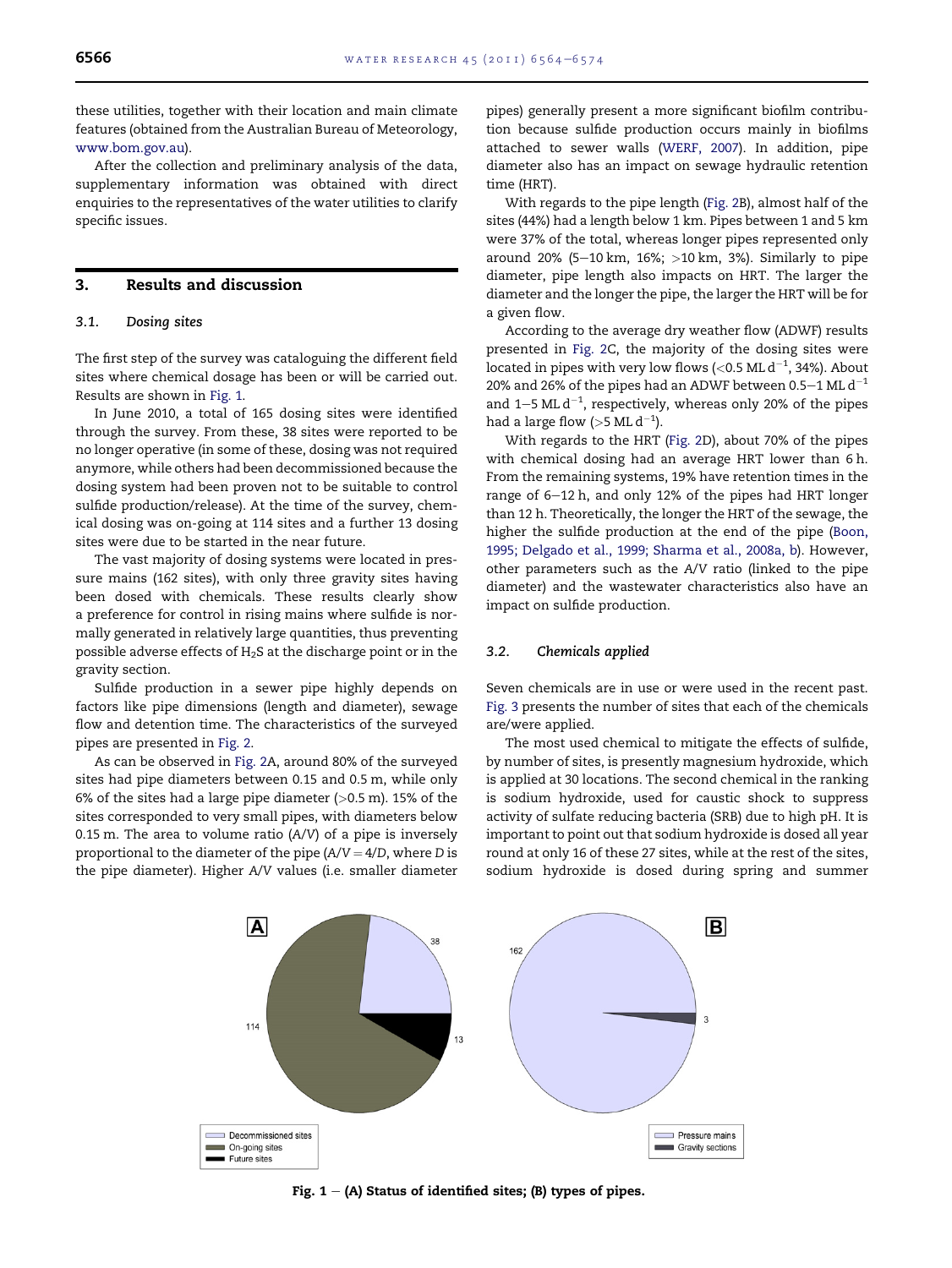these utilities, together with their location and main climate features (obtained from the Australian Bureau of Meteorology, www.bom.gov.au).

After the collection and preliminary analysis of the data, supplementary information was obtained with direct enquiries to the representatives of the water utilities to clarify specific issues.

## 3. Results and discussion

### 3.1. Dosing sites

The first step of the survey was cataloguing the different field sites where chemical dosage has been or will be carried out. Results are shown in Fig. 1.

In June 2010, a total of 165 dosing sites were identified through the survey. From these, 38 sites were reported to be no longer operative (in some of these, dosing was not required anymore, while others had been decommissioned because the dosing system had been proven not to be suitable to control sulfide production/release). At the time of the survey, chemical dosing was on-going at 114 sites and a further 13 dosing sites were due to be started in the near future.

The vast majority of dosing systems were located in pressure mains (162 sites), with only three gravity sites having been dosed with chemicals. These results clearly show a preference for control in rising mains where sulfide is normally generated in relatively large quantities, thus preventing possible adverse effects of $H_2S$ at the discharge point or in the gravity section.

Sulfide production in a sewer pipe highly depends on factors like pipe dimensions (length and diameter), sewage flow and detention time. The characteristics of the surveyed pipes are presented in Fig. 2.

As can be observed in Fig. 2A, around 80% of the surveyed sites had pipe diameters between 0.15 and 0.5 m, while only 6% of the sites had a large pipe diameter (>0.5 m). 15% of the sites corresponded to very small pipes, with diameters below 0.15 m. The area to volume ratio ($A/V$) of a pipe is inversely proportional to the diameter of the pipe ($A/V = 4/D$, where $D$ is the pipe diameter). Higher $A/V$ values (i.e. smaller diameter pipes) generally present a more significant biofilm contribution because sulfide production occurs mainly in biofilms attached to sewer walls (WERF, 2007). In addition, pipe diameter also has an impact on sewage hydraulic retention time (HRT).

With regards to the pipe length (Fig. 2B), almost half of the sites (44%) had a length below 1 km. Pipes between 1 and 5 km were 37% of the total, whereas longer pipes represented only around 20% (5–10 km, 16%; >10 km, 3%). Similarly to pipe diameter, pipe length also impacts on HRT. The larger the diameter and the longer the pipe, the larger the HRT will be for a given flow.

According to the average dry weather flow (ADWF) results presented in Fig. 2C, the majority of the dosing sites were located in pipes with very low flows (<0.5 ML $d^{-1}$, 34%). About 20% and 26% of the pipes had an ADWF between 0.5–1 ML $d^{-1}$ and 1–5 ML $d^{-1}$, respectively, whereas only 20% of the pipes had a large flow (>5 ML $d^{-1}$).

With regards to the HRT (Fig. 2D), about 70% of the pipes with chemical dosing had an average HRT lower than 6 h. From the remaining systems, 19% have retention times in the range of 6–12 h, and only 12% of the pipes had HRT longer than 12 h. Theoretically, the longer the HRT of the sewage, the higher the sulfide production at the end of the pipe (Boon, 1995; Delgado et al., 1999; Sharma et al., 2008a, b). However, other parameters such as the $A/V$ ratio (linked to the pipe diameter) and the wastewater characteristics also have an impact on sulfide production.

### 3.2. Chemicals applied

Seven chemicals are in use or were used in the recent past. Fig. 3 presents the number of sites that each of the chemicals are/were applied.

The most used chemical to mitigate the effects of sulfide, by number of sites, is presently magnesium hydroxide, which is applied at 30 locations. The second chemical in the ranking is sodium hydroxide, used for caustic shock to suppress activity of sulfate reducing bacteria (SRB) due to high pH. It is important to point out that sodium hydroxide is dosed all year round at only 16 of these 27 sites, while at the rest of the sites, sodium hydroxide is dosed during spring and summer

**Fig. 1 – (A) Status of identified sites; (B) types of pipes.**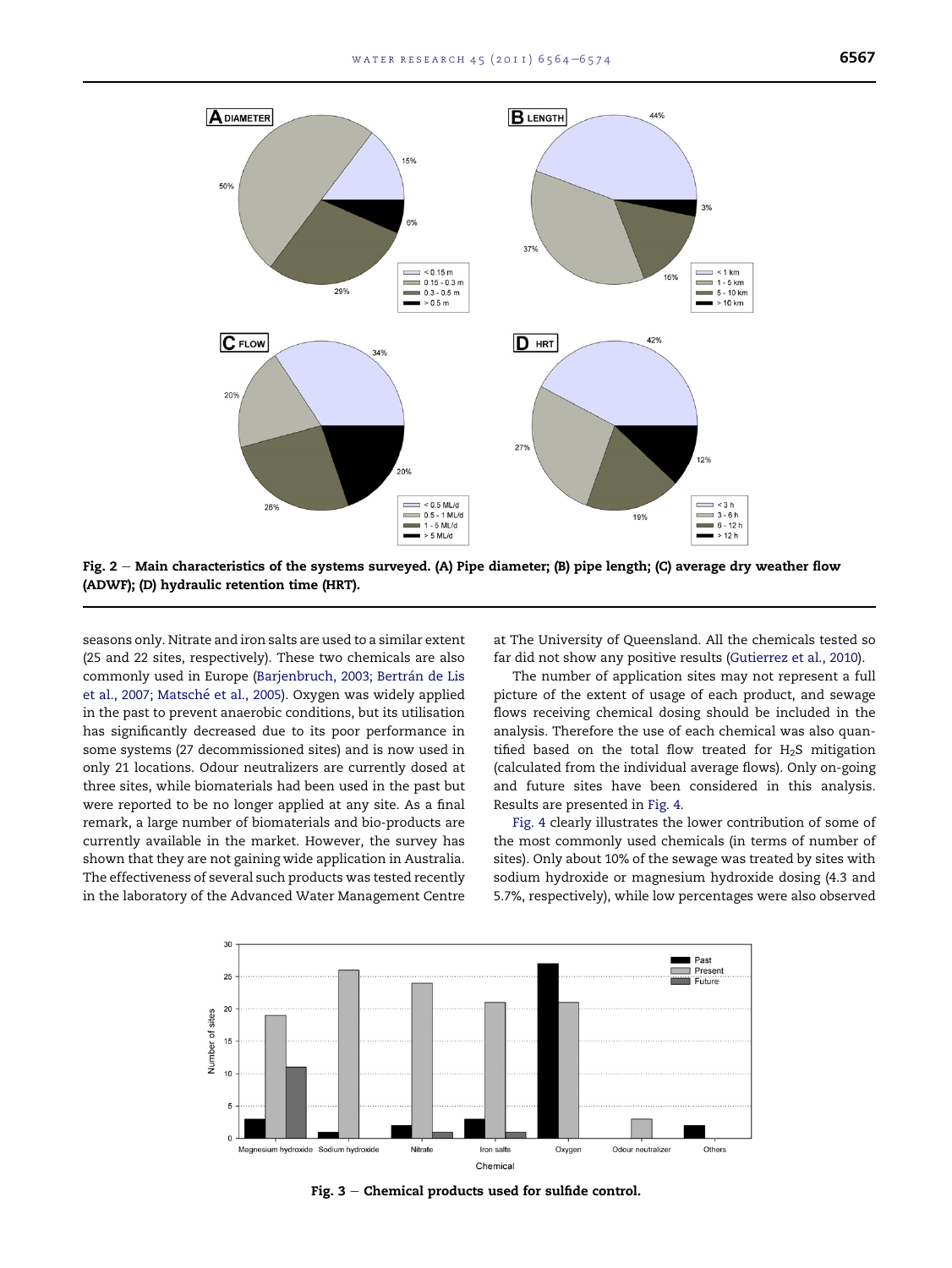Fig. 2 – Main characteristics of the systems surveyed. (A) Pipe diameter; (B) pipe length; (C) average dry weather flow (ADWF); (D) hydraulic retention time (HRT).

seasons only. Nitrate and iron salts are used to a similar extent (25 and 22 sites, respectively). These two chemicals are also commonly used in Europe (Barjenbruch, 2003; Bertrán de Lis et al., 2007; Matsché et al., 2005). Oxygen was widely applied in the past to prevent anaerobic conditions, but its utilisation has significantly decreased due to its poor performance in some systems (27 decommissioned sites) and is now used in only 21 locations. Odour neutralizers are currently dosed at three sites, while biomaterials had been used in the past but were reported to be no longer applied at any site. As a final remark, a large number of biomaterials and bio-products are currently available in the market. However, the survey has shown that they are not gaining wide application in Australia. The effectiveness of several such products was tested recently in the laboratory of the Advanced Water Management Centre at The University of Queensland. All the chemicals tested so far did not show any positive results (Gutierrez et al., 2010).

The number of application sites may not represent a full picture of the extent of usage of each product, and sewage flows receiving chemical dosing should be included in the analysis. Therefore the use of each chemical was also quantified based on the total flow treated for $H_2S$ mitigation (calculated from the individual average flows). Only on-going and future sites have been considered in this analysis. Results are presented in Fig. 4.

Fig. 4 clearly illustrates the lower contribution of some of the most commonly used chemicals (in terms of number of sites). Only about 10% of the sewage was treated by sites with sodium hydroxide or magnesium hydroxide dosing (4.3 and 5.7%, respectively), while low percentages were also observed

Fig. 3 – Chemical products used for sulfide control.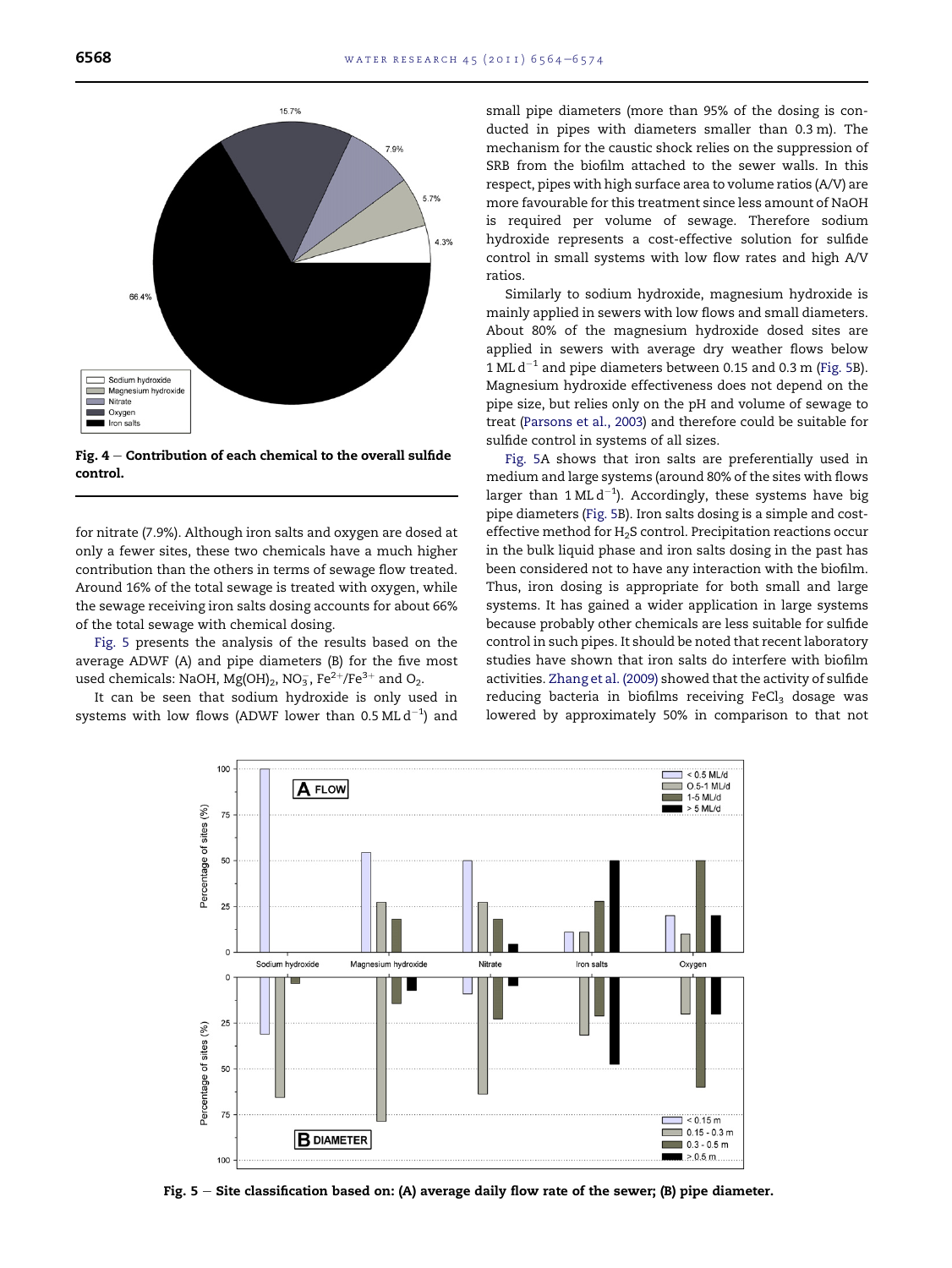Fig. 4 – Contribution of each chemical to the overall sulfide control.

for nitrate (7.9%). Although iron salts and oxygen are dosed at only a fewer sites, these two chemicals have a much higher contribution than the others in terms of sewage flow treated. Around 16% of the total sewage is treated with oxygen, while the sewage receiving iron salts dosing accounts for about 66% of the total sewage with chemical dosing.

Fig. 5 presents the analysis of the results based on the average ADWF (A) and pipe diameters (B) for the five most used chemicals: NaOH, $Mg(OH)_2$, $NO_3^-$, $Fe^{2+}/Fe^{3+}$ and $O_2$.

It can be seen that sodium hydroxide is only used in systems with low flows (ADWF lower than 0.5 ML $d^{-1}$) and small pipe diameters (more than 95% of the dosing is conducted in pipes with diameters smaller than 0.3 m). The mechanism for the caustic shock relies on the suppression of SRB from the biofilm attached to the sewer walls. In this respect, pipes with high surface area to volume ratios (A/V) are more favourable for this treatment since less amount of NaOH is required per volume of sewage. Therefore sodium hydroxide represents a cost-effective solution for sulfide control in small systems with low flow rates and high A/V ratios.

Similarly to sodium hydroxide, magnesium hydroxide is mainly applied in sewers with low flows and small diameters. About 80% of the magnesium hydroxide dosed sites are applied in sewers with average dry weather flows below 1 ML $d^{-1}$ and pipe diameters between 0.15 and 0.3 m (Fig. 5B). Magnesium hydroxide effectiveness does not depend on the pipe size, but relies only on the pH and volume of sewage to treat (Parsons et al., 2003) and therefore could be suitable for sulfide control in systems of all sizes.

Fig. 5A shows that iron salts are preferentially used in medium and large systems (around 80% of the sites with flows larger than 1 ML $d^{-1}$). Accordingly, these systems have big pipe diameters (Fig. 5B). Iron salts dosing is a simple and cost-effective method for $H_2S$ control. Precipitation reactions occur in the bulk liquid phase and iron salts dosing in the past has been considered not to have any interaction with the biofilm. Thus, iron dosing is appropriate for both small and large systems. It has gained a wider application in large systems because probably other chemicals are less suitable for sulfide control in such pipes. It should be noted that recent laboratory studies have shown that iron salts do interfere with biofilm activities. Zhang et al. (2009) showed that the activity of sulfide reducing bacteria in biofilms receiving $FeCl_3$ dosage was lowered by approximately 50% in comparison to that not

Fig. 5 – Site classification based on: (A) average daily flow rate of the sewer; (B) pipe diameter.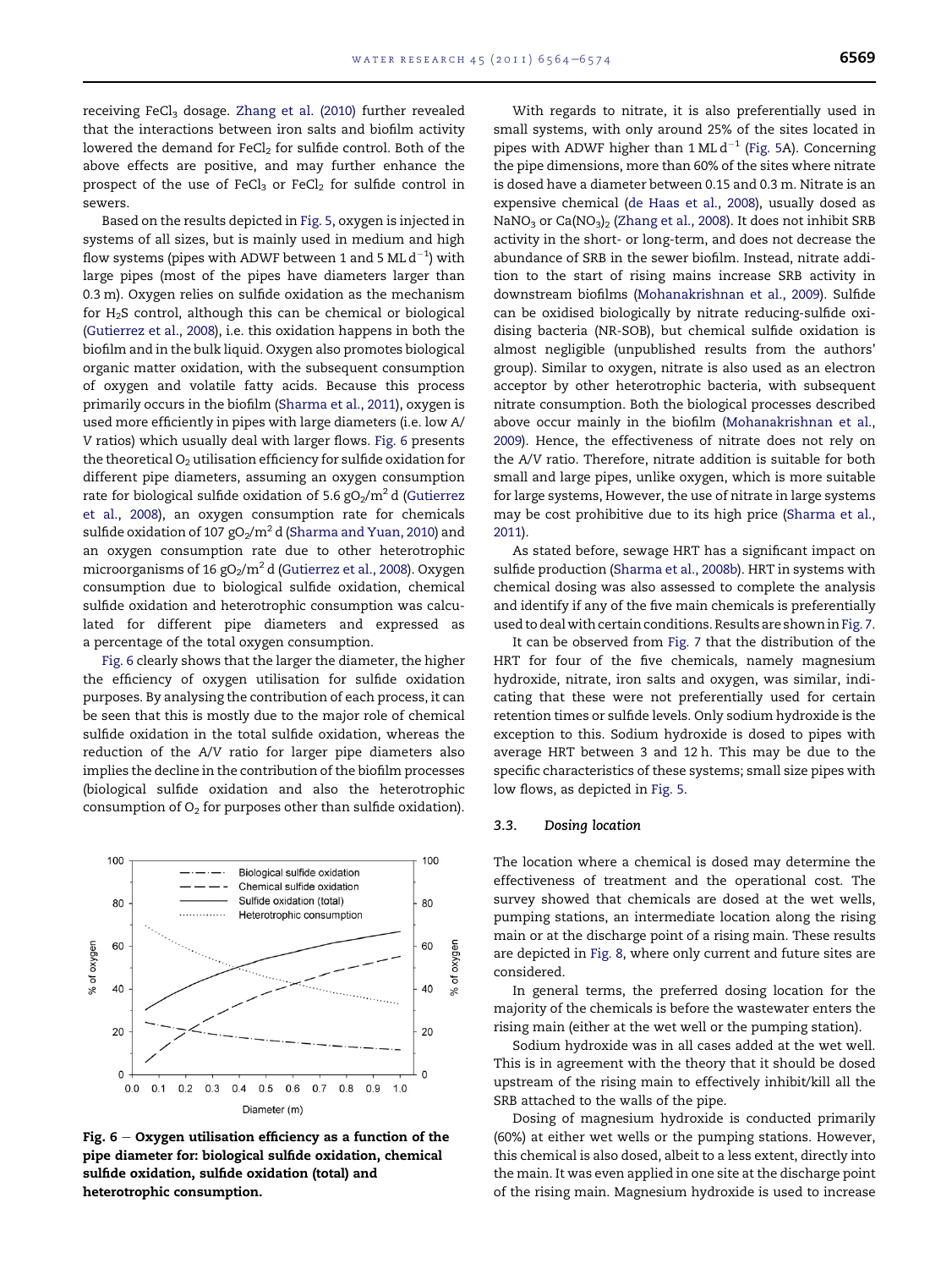receiving $FeCl_3$ dosage. Zhang et al. (2010) further revealed that the interactions between iron salts and biofilm activity lowered the demand for $FeCl_2$ for sulfide control. Both of the above effects are positive, and may further enhance the prospect of the use of $FeCl_3$ or $FeCl_2$ for sulfide control in sewers.

Based on the results depicted in Fig. 5, oxygen is injected in systems of all sizes, but is mainly used in medium and high flow systems (pipes with ADWF between 1 and 5 ML $d^{-1}$) with large pipes (most of the pipes have diameters larger than 0.3 m). Oxygen relies on sulfide oxidation as the mechanism for $H_2S$ control, although this can be chemical or biological (Gutierrez et al., 2008), i.e. this oxidation happens in both the biofilm and in the bulk liquid. Oxygen also promotes biological organic matter oxidation, with the subsequent consumption of oxygen and volatile fatty acids. Because this process primarily occurs in the biofilm (Sharma et al., 2011), oxygen is used more efficiently in pipes with large diameters (i.e. low A/V ratios) which usually deal with larger flows. Fig. 6 presents the theoretical $O_2$ utilisation efficiency for sulfide oxidation for different pipe diameters, assuming an oxygen consumption rate for biological sulfide oxidation of 5.6 $gO_2/m^2$ d (Gutierrez et al., 2008), an oxygen consumption rate for chemicals sulfide oxidation of 107 $gO_2/m^2$ d (Sharma and Yuan, 2010) and an oxygen consumption rate due to other heterotrophic microorganisms of 16 $gO_2/m^2$ d (Gutierrez et al., 2008). Oxygen consumption due to biological sulfide oxidation, chemical sulfide oxidation and heterotrophic consumption was calculated for different pipe diameters and expressed as a percentage of the total oxygen consumption.

Fig. 6 clearly shows that the larger the diameter, the higher the efficiency of oxygen utilisation for sulfide oxidation purposes. By analysing the contribution of each process, it can be seen that this is mostly due to the major role of chemical sulfide oxidation in the total sulfide oxidation, whereas the reduction of the A/V ratio for larger pipe diameters also implies the decline in the contribution of the biofilm processes (biological sulfide oxidation and also the heterotrophic consumption of $O_2$ for purposes other than sulfide oxidation).

**Fig. 6 – Oxygen utilisation efficiency as a function of the pipe diameter for: biological sulfide oxidation, chemical sulfide oxidation, sulfide oxidation (total) and heterotrophic consumption.**

With regards to nitrate, it is also preferentially used in small systems, with only around 25% of the sites located in pipes with ADWF higher than 1 ML $d^{-1}$ (Fig. 5A). Concerning the pipe dimensions, more than 60% of the sites where nitrate is dosed have a diameter between 0.15 and 0.3 m. Nitrate is an expensive chemical (de Haas et al., 2008), usually dosed as $NaNO_3$ or $Ca(NO_3)_2$ (Zhang et al., 2008). It does not inhibit SRB activity in the short- or long-term, and does not decrease the abundance of SRB in the sewer biofilm. Instead, nitrate addition to the start of rising mains increase SRB activity in downstream biofilms (Mohanakrishnan et al., 2009). Sulfide can be oxidised biologically by nitrate reducing-sulfide oxidising bacteria (NR-SOB), but chemical sulfide oxidation is almost negligible (unpublished results from the authors' group). Similar to oxygen, nitrate is also used as an electron acceptor by other heterotrophic bacteria, with subsequent nitrate consumption. Both the biological processes described above occur mainly in the biofilm (Mohanakrishnan et al., 2009). Hence, the effectiveness of nitrate does not rely on the A/V ratio. Therefore, nitrate addition is suitable for both small and large pipes, unlike oxygen, which is more suitable for large systems, However, the use of nitrate in large systems may be cost prohibitive due to its high price (Sharma et al., 2011).

As stated before, sewage HRT has a significant impact on sulfide production (Sharma et al., 2008b). HRT in systems with chemical dosing was also assessed to complete the analysis and identify if any of the five main chemicals is preferentially used to deal with certain conditions. Results are shown in Fig. 7.

It can be observed from Fig. 7 that the distribution of the HRT for four of the five chemicals, namely magnesium hydroxide, nitrate, iron salts and oxygen, was similar, indicating that these were not preferentially used for certain retention times or sulfide levels. Only sodium hydroxide is the exception to this. Sodium hydroxide is dosed to pipes with average HRT between 3 and 12 h. This may be due to the specific characteristics of these systems; small size pipes with low flows, as depicted in Fig. 5.

### 3.3. Dosing location

The location where a chemical is dosed may determine the effectiveness of treatment and the operational cost. The survey showed that chemicals are dosed at the wet wells, pumping stations, an intermediate location along the rising main or at the discharge point of a rising main. These results are depicted in Fig. 8, where only current and future sites are considered.

In general terms, the preferred dosing location for the majority of the chemicals is before the wastewater enters the rising main (either at the wet well or the pumping station).

Sodium hydroxide was in all cases added at the wet well. This is in agreement with the theory that it should be dosed upstream of the rising main to effectively inhibit/kill all the SRB attached to the walls of the pipe.

Dosing of magnesium hydroxide is conducted primarily (60%) at either wet wells or the pumping stations. However, this chemical is also dosed, albeit to a less extent, directly into the main. It was even applied in one site at the discharge point of the rising main. Magnesium hydroxide is used to increase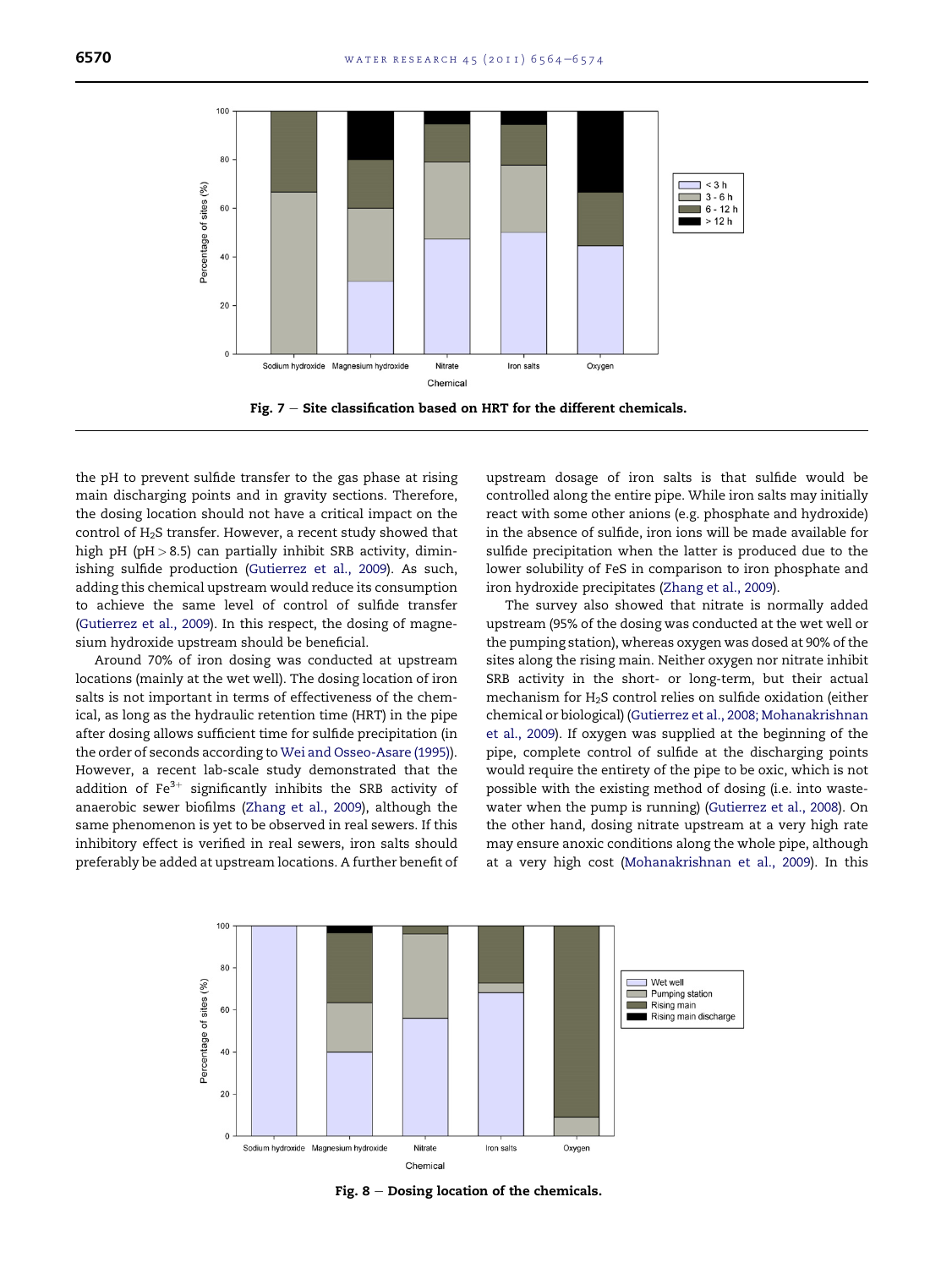Fig. 7 – Site classification based on HRT for the different chemicals.

the pH to prevent sulfide transfer to the gas phase at rising main discharging points and in gravity sections. Therefore, the dosing location should not have a critical impact on the control of $H_2S$ transfer. However, a recent study showed that high pH (pH > 8.5) can partially inhibit SRB activity, diminishing sulfide production (Gutierrez et al., 2009). As such, adding this chemical upstream would reduce its consumption to achieve the same level of control of sulfide transfer (Gutierrez et al., 2009). In this respect, the dosing of magnesium hydroxide upstream should be beneficial.

Around 70% of iron dosing was conducted at upstream locations (mainly at the wet well). The dosing location of iron salts is not important in terms of effectiveness of the chemical, as long as the hydraulic retention time (HRT) in the pipe after dosing allows sufficient time for sulfide precipitation (in the order of seconds according to Wei and Osseo-Asare (1995)). However, a recent lab-scale study demonstrated that the addition of $Fe^{3+}$ significantly inhibits the SRB activity of anaerobic sewer biofilms (Zhang et al., 2009), although the same phenomenon is yet to be observed in real sewers. If this inhibitory effect is verified in real sewers, iron salts should preferably be added at upstream locations. A further benefit of upstream dosage of iron salts is that sulfide would be controlled along the entire pipe. While iron salts may initially react with some other anions (e.g. phosphate and hydroxide) in the absence of sulfide, iron ions will be made available for sulfide precipitation when the latter is produced due to the lower solubility of FeS in comparison to iron phosphate and iron hydroxide precipitates (Zhang et al., 2009).

The survey also showed that nitrate is normally added upstream (95% of the dosing was conducted at the wet well or the pumping station), whereas oxygen was dosed at 90% of the sites along the rising main. Neither oxygen nor nitrate inhibit SRB activity in the short- or long-term, but their actual mechanism for $H_2S$ control relies on sulfide oxidation (either chemical or biological) (Gutierrez et al., 2008; Mohanakrishnan et al., 2009). If oxygen was supplied at the beginning of the pipe, complete control of sulfide at the discharging points would require the entirety of the pipe to be oxic, which is not possible with the existing method of dosing (i.e. into wastewater when the pump is running) (Gutierrez et al., 2008). On the other hand, dosing nitrate upstream at a very high rate may ensure anoxic conditions along the whole pipe, although at a very high cost (Mohanakrishnan et al., 2009). In this

Fig. 8 – Dosing location of the chemicals.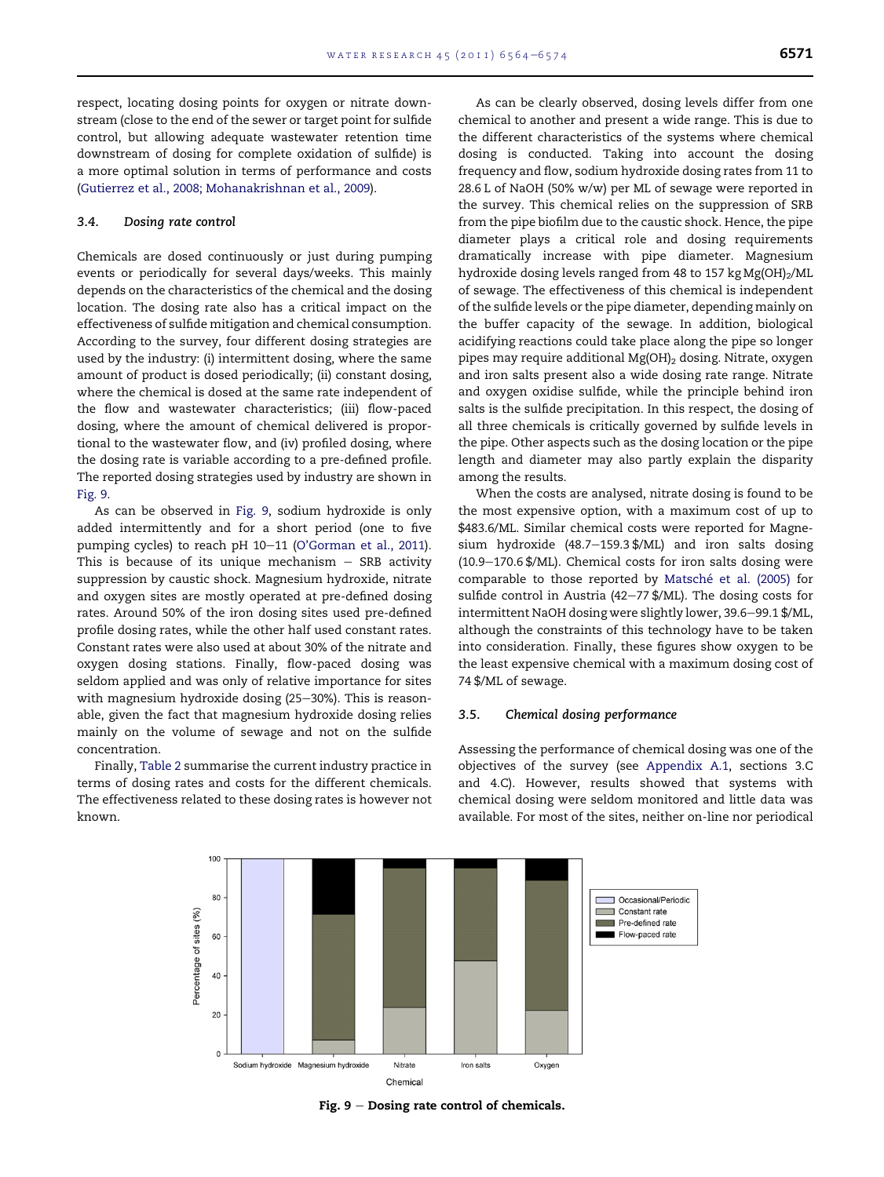respect, locating dosing points for oxygen or nitrate downstream (close to the end of the sewer or target point for sulfide control, but allowing adequate wastewater retention time downstream of dosing for complete oxidation of sulfide) is a more optimal solution in terms of performance and costs (Gutierrez et al., 2008; Mohanakrishnan et al., 2009).

### 3.4. Dosing rate control

Chemicals are dosed continuously or just during pumping events or periodically for several days/weeks. This mainly depends on the characteristics of the chemical and the dosing location. The dosing rate also has a critical impact on the effectiveness of sulfide mitigation and chemical consumption. According to the survey, four different dosing strategies are used by the industry: (i) intermittent dosing, where the same amount of product is dosed periodically; (ii) constant dosing, where the chemical is dosed at the same rate independent of the flow and wastewater characteristics; (iii) flow-paced dosing, where the amount of chemical delivered is proportional to the wastewater flow, and (iv) profiled dosing, where the dosing rate is variable according to a pre-defined profile. The reported dosing strategies used by industry are shown in Fig. 9.

As can be observed in Fig. 9, sodium hydroxide is only added intermittently and for a short period (one to five pumping cycles) to reach pH 10–11 (O'Gorman et al., 2011). This is because of its unique mechanism – SRB activity suppression by caustic shock. Magnesium hydroxide, nitrate and oxygen sites are mostly operated at pre-defined dosing rates. Around 50% of the iron dosing sites used pre-defined profile dosing rates, while the other half used constant rates. Constant rates were also used at about 30% of the nitrate and oxygen dosing stations. Finally, flow-paced dosing was seldom applied and was only of relative importance for sites with magnesium hydroxide dosing (25–30%). This is reasonable, given the fact that magnesium hydroxide dosing relies mainly on the volume of sewage and not on the sulfide concentration.

Finally, Table 2 summarise the current industry practice in terms of dosing rates and costs for the different chemicals. The effectiveness related to these dosing rates is however not known.

As can be clearly observed, dosing levels differ from one chemical to another and present a wide range. This is due to the different characteristics of the systems where chemical dosing is conducted. Taking into account the dosing frequency and flow, sodium hydroxide dosing rates from 11 to 28.6 L of NaOH (50% w/w) per ML of sewage were reported in the survey. This chemical relies on the suppression of SRB from the pipe biofilm due to the caustic shock. Hence, the pipe diameter plays a critical role and dosing requirements dramatically increase with pipe diameter. Magnesium hydroxide dosing levels ranged from 48 to 157 kg $Mg(OH)_2$/ML of sewage. The effectiveness of this chemical is independent of the sulfide levels or the pipe diameter, depending mainly on the buffer capacity of the sewage. In addition, biological acidifying reactions could take place along the pipe so longer pipes may require additional $Mg(OH)_2$ dosing. Nitrate, oxygen and iron salts present also a wide dosing rate range. Nitrate and oxygen oxidise sulfide, while the principle behind iron salts is the sulfide precipitation. In this respect, the dosing of all three chemicals is critically governed by sulfide levels in the pipe. Other aspects such as the dosing location or the pipe length and diameter may also partly explain the disparity among the results.

When the costs are analysed, nitrate dosing is found to be the most expensive option, with a maximum cost of up to $483.6/ML. Similar chemical costs were reported for Magnesium hydroxide (48.7–159.3 $/ML) and iron salts dosing (10.9–170.6 $/ML). Chemical costs for iron salts dosing were comparable to those reported by Matsché et al. (2005) for sulfide control in Austria (42–77 $/ML). The dosing costs for intermittent NaOH dosing were slightly lower, 39.6–99.1 $/ML, although the constraints of this technology have to be taken into consideration. Finally, these figures show oxygen to be the least expensive chemical with a maximum dosing cost of 74 $/ML of sewage.

### 3.5. Chemical dosing performance

Assessing the performance of chemical dosing was one of the objectives of the survey (see Appendix A.1, sections 3.C and 4.C). However, results showed that systems with chemical dosing were seldom monitored and little data was available. For most of the sites, neither on-line nor periodical

**Fig. 9 – Dosing rate control of chemicals.**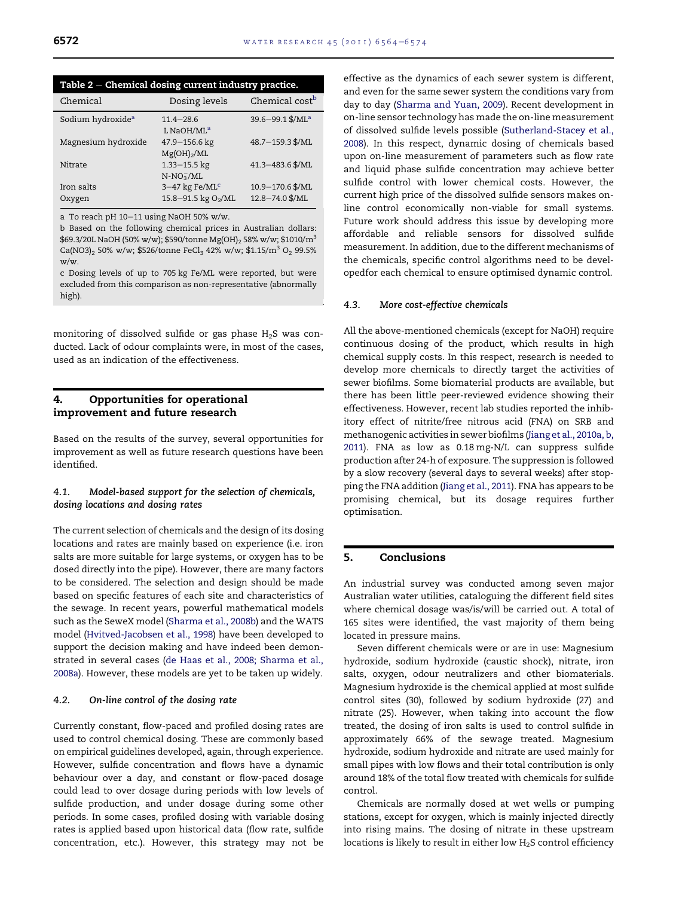**Table 2 – Chemical dosing current industry practice.**

| Chemical | Dosing levels | Chemical cost[b] |
|---|---|---|
| Sodium hydroxide[a] | 11.4–28.6 L NaOH/ML[a] | 39.6–99.1 $/ML[a] |
| Magnesium hydroxide | 47.9–156.6 kg $Mg(OH)_2$/ML | 48.7–159.3 $/ML |
| Nitrate | 1.33–15.5 kg N-$NO_3^-$/ML | 41.3–483.6 $/ML |
| Iron salts | 3–47 kg Fe/ML[c] | 10.9–170.6 $/ML |
| Oxygen | 15.8–91.5 kg $O_2$/ML | 12.8–74.0 $/ML |

a To reach pH 10–11 using NaOH 50% w/w.

b Based on the following chemical prices in Australian dollars: $69.3/20L NaOH (50% w/w); $590/tonne $Mg(OH)_2$ 58% w/w; $1010/$m^3$ $Ca(NO_3)_2$ 50% w/w; $526/tonne $FeCl_3$ 42% w/w; $1.15/$m^3$ $O_2$ 99.5% w/w.

c Dosing levels of up to 705 kg Fe/ML were reported, but were excluded from this comparison as non-representative (abnormally high).

monitoring of dissolved sulfide or gas phase $H_2S$ was conducted. Lack of odour complaints were, in most of the cases, used as an indication of the effectiveness.

## 4. Opportunities for operational improvement and future research

Based on the results of the survey, several opportunities for improvement as well as future research questions have been identified.

### 4.1. Model-based support for the selection of chemicals, dosing locations and dosing rates

The current selection of chemicals and the design of its dosing locations and rates are mainly based on experience (i.e. iron salts are more suitable for large systems, or oxygen has to be dosed directly into the pipe). However, there are many factors to be considered. The selection and design should be made based on specific features of each site and characteristics of the sewage. In recent years, powerful mathematical models such as the SeweX model (Sharma et al., 2008b) and the WATS model (Hvitved-Jacobsen et al., 1998) have been developed to support the decision making and have indeed been demonstrated in several cases (de Haas et al., 2008; Sharma et al., 2008a). However, these models are yet to be taken up widely.

### 4.2. On-line control of the dosing rate

Currently constant, flow-paced and profiled dosing rates are used to control chemical dosing. These are commonly based on empirical guidelines developed, again, through experience. However, sulfide concentration and flows have a dynamic behaviour over a day, and constant or flow-paced dosage could lead to over dosage during periods with low levels of sulfide production, and under dosage during some other periods. In some cases, profiled dosing with variable dosing rates is applied based upon historical data (flow rate, sulfide concentration, etc.). However, this strategy may not be effective as the dynamics of each sewer system is different, and even for the same sewer system the conditions vary from day to day (Sharma and Yuan, 2009). Recent development in on-line sensor technology has made the on-line measurement of dissolved sulfide levels possible (Sutherland-Stacey et al., 2008). In this respect, dynamic dosing of chemicals based upon on-line measurement of parameters such as flow rate and liquid phase sulfide concentration may achieve better sulfide control with lower chemical costs. However, the current high price of the dissolved sulfide sensors makes on-line control economically non-viable for small systems. Future work should address this issue by developing more affordable and reliable sensors for dissolved sulfide measurement. In addition, due to the different mechanisms of the chemicals, specific control algorithms need to be developedfor each chemical to ensure optimised dynamic control.

### 4.3. More cost-effective chemicals

All the above-mentioned chemicals (except for NaOH) require continuous dosing of the product, which results in high chemical supply costs. In this respect, research is needed to develop more chemicals to directly target the activities of sewer biofilms. Some biomaterial products are available, but there has been little peer-reviewed evidence showing their effectiveness. However, recent lab studies reported the inhibitory effect of nitrite/free nitrous acid (FNA) on SRB and methanogenic activities in sewer biofilms (Jiang et al., 2010a, b, 2011). FNA as low as 0.18 mg-N/L can suppress sulfide production after 24-h of exposure. The suppression is followed by a slow recovery (several days to several weeks) after stopping the FNA addition (Jiang et al., 2011). FNA has appears to be promising chemical, but its dosage requires further optimisation.

## 5. Conclusions

An industrial survey was conducted among seven major Australian water utilities, cataloguing the different field sites where chemical dosage was/is/will be carried out. A total of 165 sites were identified, the vast majority of them being located in pressure mains.

Seven different chemicals were or are in use: Magnesium hydroxide, sodium hydroxide (caustic shock), nitrate, iron salts, oxygen, odour neutralizers and other biomaterials. Magnesium hydroxide is the chemical applied at most sulfide control sites (30), followed by sodium hydroxide (27) and nitrate (25). However, when taking into account the flow treated, the dosing of iron salts is used to control sulfide in approximately 66% of the sewage treated. Magnesium hydroxide, sodium hydroxide and nitrate are used mainly for small pipes with low flows and their total contribution is only around 18% of the total flow treated with chemicals for sulfide control.

Chemicals are normally dosed at wet wells or pumping stations, except for oxygen, which is mainly injected directly into rising mains. The dosing of nitrate in these upstream locations is likely to result in either low $H_2S$ control efficiency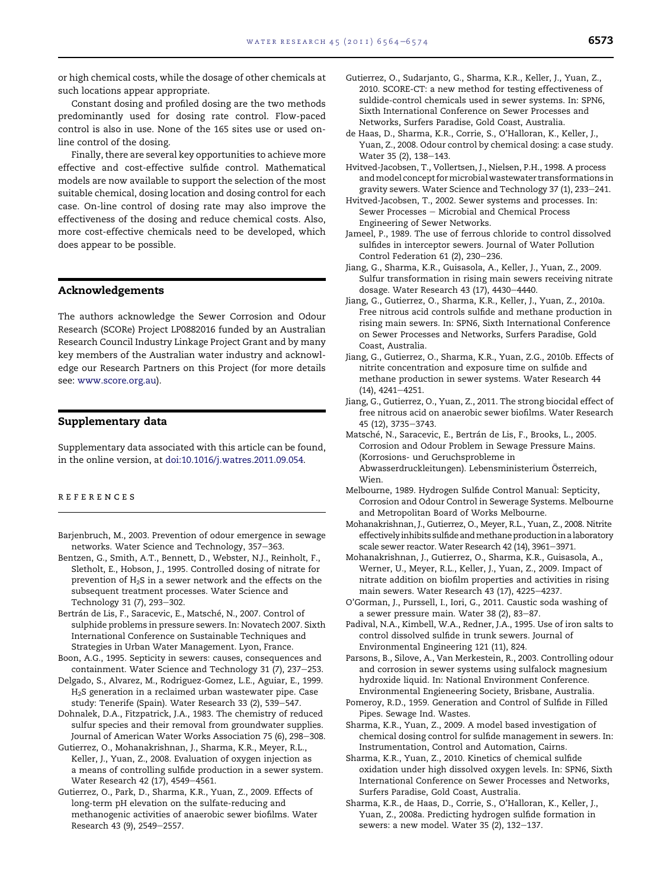or high chemical costs, while the dosage of other chemicals at such locations appear appropriate.

Constant dosing and profiled dosing are the two methods predominantly used for dosing rate control. Flow-paced control is also in use. None of the 165 sites use or used on-line control of the dosing.

Finally, there are several key opportunities to achieve more effective and cost-effective sulfide control. Mathematical models are now available to support the selection of the most suitable chemical, dosing location and dosing control for each case. On-line control of dosing rate may also improve the effectiveness of the dosing and reduce chemical costs. Also, more cost-effective chemicals need to be developed, which does appear to be possible.

## Acknowledgements

The authors acknowledge the Sewer Corrosion and Odour Research (SCORe) Project LP0882016 funded by an Australian Research Council Industry Linkage Project Grant and by many key members of the Australian water industry and acknowledge our Research Partners on this Project (for more details see: www.score.org.au).

## Supplementary data

Supplementary data associated with this article can be found, in the online version, at doi:10.1016/j.watres.2011.09.054.

## REFERENCES

Barjenbruch, M., 2003. Prevention of odour emergence in sewage networks. Water Science and Technology, 357–363.

Bentzen, G., Smith, A.T., Bennett, D., Webster, N.J., Reinholt, F., Sletholt, E., Hobson, J., 1995. Controlled dosing of nitrate for prevention of $H_2S$ in a sewer network and the effects on the subsequent treatment processes. Water Science and Technology 31 (7), 293–302.

Bertrán de Lis, F., Saracevic, E., Matsché, N., 2007. Control of sulphide problems in pressure sewers. In: Novatech 2007. Sixth International Conference on Sustainable Techniques and Strategies in Urban Water Management. Lyon, France.

Boon, A.G., 1995. Septicity in sewers: causes, consequences and containment. Water Science and Technology 31 (7), 237–253.

Delgado, S., Alvarez, M., Rodriguez-Gomez, L.E., Aguiar, E., 1999. $H_2S$ generation in a reclaimed urban wastewater pipe. Case study: Tenerife (Spain). Water Research 33 (2), 539–547.

Dohnalek, D.A., Fitzpatrick, J.A., 1983. The chemistry of reduced sulfur species and their removal from groundwater supplies. Journal of American Water Works Association 75 (6), 298–308.

Gutierrez, O., Mohanakrishnan, J., Sharma, K.R., Meyer, R.L., Keller, J., Yuan, Z., 2008. Evaluation of oxygen injection as a means of controlling sulfide production in a sewer system. Water Research 42 (17), 4549–4561.

Gutierrez, O., Park, D., Sharma, K.R., Yuan, Z., 2009. Effects of long-term pH elevation on the sulfate-reducing and methanogenic activities of anaerobic sewer biofilms. Water Research 43 (9), 2549–2557.

Gutierrez, O., Sudarjanto, G., Sharma, K.R., Keller, J., Yuan, Z., 2010. SCORE-CT: a new method for testing effectiveness of suldide-control chemicals used in sewer systems. In: SPN6, Sixth International Conference on Sewer Processes and Networks, Surfers Paradise, Gold Coast, Australia.

de Haas, D., Sharma, K.R., Corrie, S., O'Halloran, K., Keller, J., Yuan, Z., 2008. Odour control by chemical dosing: a case study. Water 35 (2), 138–143.

Hvitved-Jacobsen, T., Vollertsen, J., Nielsen, P.H., 1998. A process and model concept for microbial wastewater transformations in gravity sewers. Water Science and Technology 37 (1), 233–241.

Hvitved-Jacobsen, T., 2002. Sewer systems and processes. In: Sewer Processes – Microbial and Chemical Process Engineering of Sewer Networks.

Jameel, P., 1989. The use of ferrous chloride to control dissolved sulfides in interceptor sewers. Journal of Water Pollution Control Federation 61 (2), 230–236.

Jiang, G., Sharma, K.R., Guisasola, A., Keller, J., Yuan, Z., 2009. Sulfur transformation in rising main sewers receiving nitrate dosage. Water Research 43 (17), 4430–4440.

Jiang, G., Gutierrez, O., Sharma, K.R., Keller, J., Yuan, Z., 2010a. Free nitrous acid controls sulfide and methane production in rising main sewers. In: SPN6, Sixth International Conference on Sewer Processes and Networks, Surfers Paradise, Gold Coast, Australia.

Jiang, G., Gutierrez, O., Sharma, K.R., Yuan, Z.G., 2010b. Effects of nitrite concentration and exposure time on sulfide and methane production in sewer systems. Water Research 44 (14), 4241–4251.

Jiang, G., Gutierrez, O., Yuan, Z., 2011. The strong biocidal effect of free nitrous acid on anaerobic sewer biofilms. Water Research 45 (12), 3735–3743.

Matsché, N., Saracevic, E., Bertrán de Lis, F., Brooks, L., 2005. Corrosion and Odour Problem in Sewage Pressure Mains. (Korrosions- und Geruchsprobleme in Abwasserdruckleitungen). Lebensministerium Österreich, Wien.

Melbourne, 1989. Hydrogen Sulfide Control Manual: Septicity, Corrosion and Odour Control in Sewerage Systems. Melbourne and Metropolitan Board of Works Melbourne.

Mohanakrishnan, J., Gutierrez, O., Meyer, R.L., Yuan, Z., 2008. Nitrite effectively inhibits sulfide and methane production in a laboratory scale sewer reactor. Water Research 42 (14), 3961–3971.

Mohanakrishnan, J., Gutierrez, O., Sharma, K.R., Guisasola, A., Werner, U., Meyer, R.L., Keller, J., Yuan, Z., 2009. Impact of nitrate addition on biofilm properties and activities in rising main sewers. Water Research 43 (17), 4225–4237.

O'Gorman, J., Purssell, I., Iori, G., 2011. Caustic soda washing of a sewer pressure main. Water 38 (2), 83–87.

Padival, N.A., Kimbell, W.A., Redner, J.A., 1995. Use of iron salts to control dissolved sulfide in trunk sewers. Journal of Environmental Engineering 121 (11), 824.

Parsons, B., Silove, A., Van Merkestein, R., 2003. Controlling odour and corrosion in sewer systems using sulfalock magnesium hydroxide liquid. In: National Environment Conference. Environmental Engieneering Society, Brisbane, Australia.

Pomeroy, R.D., 1959. Generation and Control of Sulfide in Filled Pipes. Sewage Ind. Wastes.

Sharma, K.R., Yuan, Z., 2009. A model based investigation of chemical dosing control for sulfide management in sewers. In: Instrumentation, Control and Automation, Cairns.

Sharma, K.R., Yuan, Z., 2010. Kinetics of chemical sulfide oxidation under high dissolved oxygen levels. In: SPN6, Sixth International Conference on Sewer Processes and Networks, Surfers Paradise, Gold Coast, Australia.

Sharma, K.R., de Haas, D., Corrie, S., O'Halloran, K., Keller, J., Yuan, Z., 2008a. Predicting hydrogen sulfide formation in sewers: a new model. Water 35 (2), 132–137.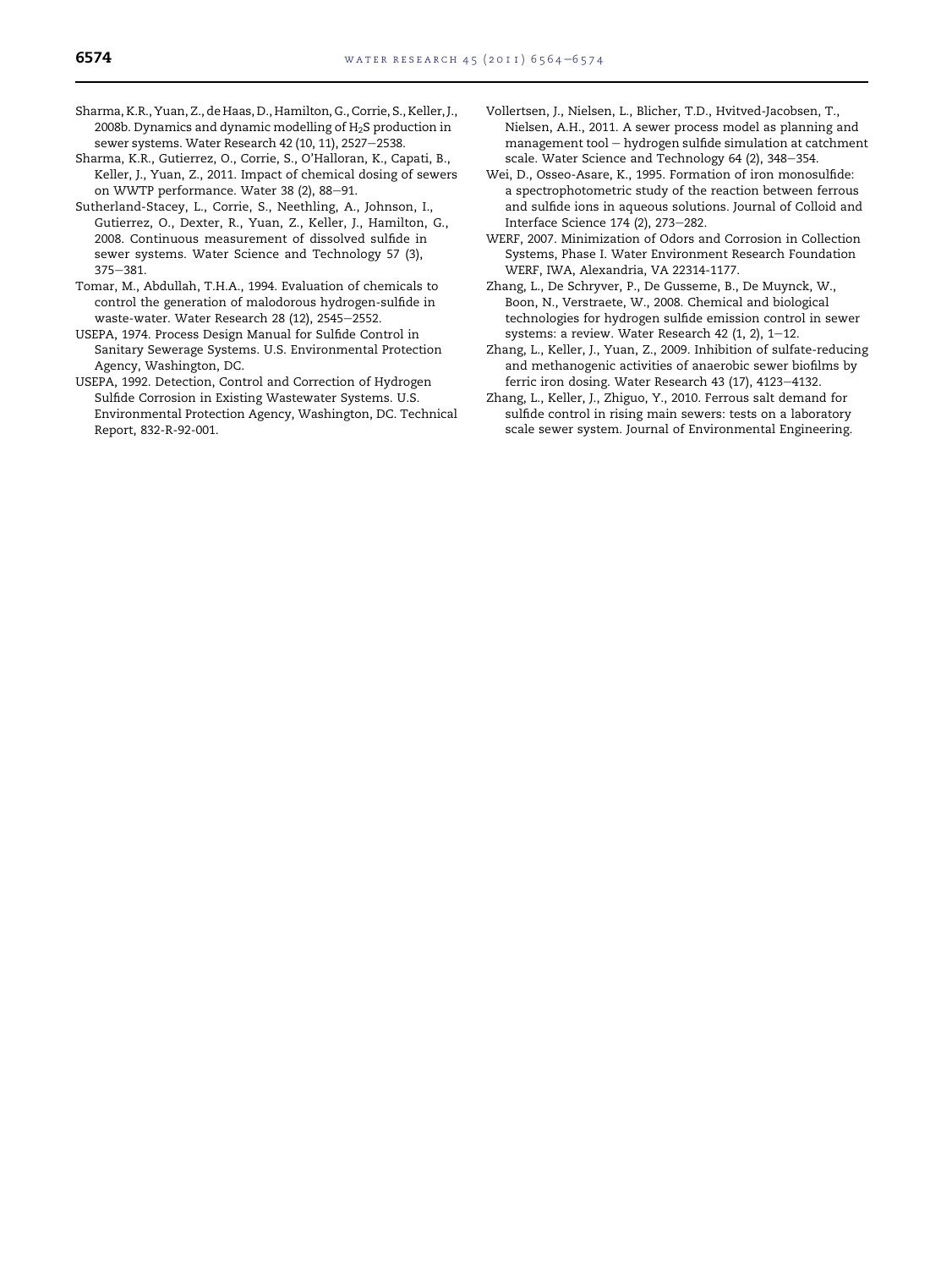Sharma, K.R., Yuan, Z., de Haas, D., Hamilton, G., Corrie, S., Keller, J., 2008b. Dynamics and dynamic modelling of $H_2S$ production in sewer systems. Water Research 42 (10, 11), 2527–2538.

Sharma, K.R., Gutierrez, O., Corrie, S., O'Halloran, K., Capati, B., Keller, J., Yuan, Z., 2011. Impact of chemical dosing of sewers on WWTP performance. Water 38 (2), 88–91.

Sutherland-Stacey, L., Corrie, S., Neethling, A., Johnson, I., Gutierrez, O., Dexter, R., Yuan, Z., Keller, J., Hamilton, G., 2008. Continuous measurement of dissolved sulfide in sewer systems. Water Science and Technology 57 (3), 375–381.

Tomar, M., Abdullah, T.H.A., 1994. Evaluation of chemicals to control the generation of malodorous hydrogen-sulfide in waste-water. Water Research 28 (12), 2545–2552.

USEPA, 1974. Process Design Manual for Sulfide Control in Sanitary Sewerage Systems. U.S. Environmental Protection Agency, Washington, DC.

USEPA, 1992. Detection, Control and Correction of Hydrogen Sulfide Corrosion in Existing Wastewater Systems. U.S. Environmental Protection Agency, Washington, DC. Technical Report, 832-R-92-001.

Vollertsen, J., Nielsen, L., Blicher, T.D., Hvitved-Jacobsen, T., Nielsen, A.H., 2011. A sewer process model as planning and management tool – hydrogen sulfide simulation at catchment scale. Water Science and Technology 64 (2), 348–354.

Wei, D., Osseo-Asare, K., 1995. Formation of iron monosulfide: a spectrophotometric study of the reaction between ferrous and sulfide ions in aqueous solutions. Journal of Colloid and Interface Science 174 (2), 273–282.

WERF, 2007. Minimization of Odors and Corrosion in Collection Systems, Phase I. Water Environment Research Foundation WERF, IWA, Alexandria, VA 22314-1177.

Zhang, L., De Schryver, P., De Gusseme, B., De Muynck, W., Boon, N., Verstraete, W., 2008. Chemical and biological technologies for hydrogen sulfide emission control in sewer systems: a review. Water Research 42 (1, 2), 1–12.

Zhang, L., Keller, J., Yuan, Z., 2009. Inhibition of sulfate-reducing and methanogenic activities of anaerobic sewer biofilms by ferric iron dosing. Water Research 43 (17), 4123–4132.

Zhang, L., Keller, J., Zhiguo, Y., 2010. Ferrous salt demand for sulfide control in rising main sewers: tests on a laboratory scale sewer system. Journal of Environmental Engineering.